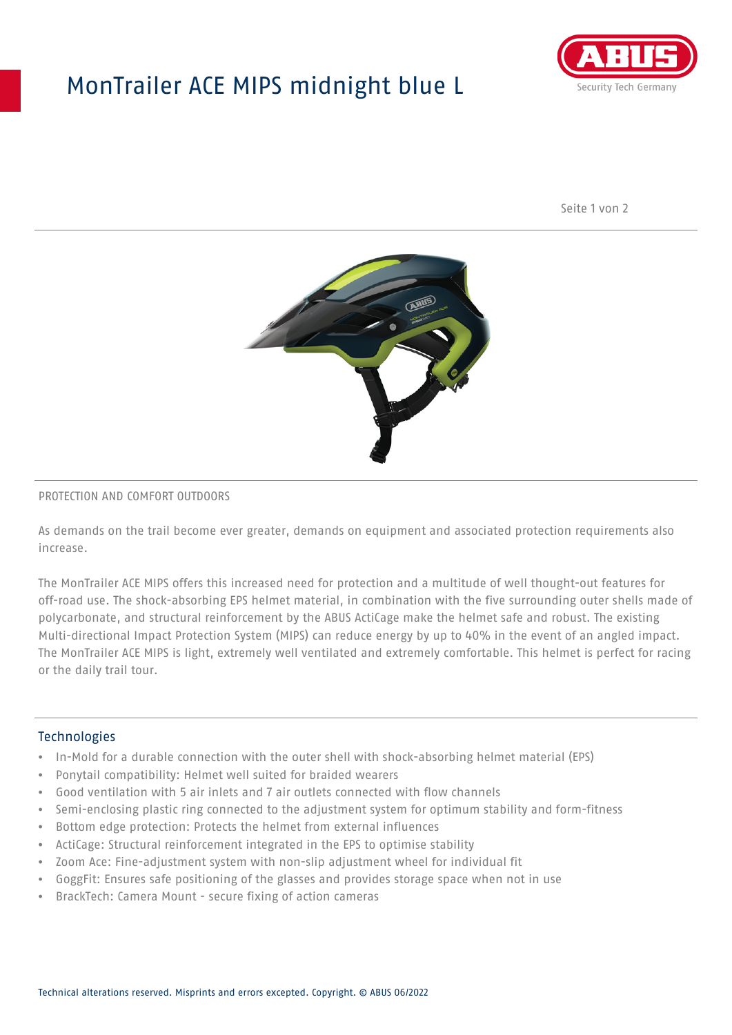# MonTrailer ACE MIPS midnight blue L

PROTECTION AND COMFORT OUTDOORS

As demands on the trail become ever greater, demands on equipment and associated protection requirements also increase.

The MonTrailer ACE MIPS offers this increased need for protection and a multitude of well thought-out features for off-road use. The shock-absorbing EPS helmet material, in combination with the five surrounding outer shells made of polycarbonate, and structural reinforcement by the ABUS ActiCage make the helmet safe and robust. The existing Multi-directional Impact Protection System (MIPS) can reduce energy by up to 40% in the event of an angled impact. The MonTrailer ACE MIPS is light, extremely well ventilated and extremely comfortable. This helmet is perfect for racing or the daily trail tour.

## Technologies

- In-Mold for a durable connection with the outer shell with shock-absorbing helmet material (EPS)
- Ponytail compatibility: Helmet well suited for braided wearers
- Good ventilation with 5 air inlets and 7 air outlets connected with flow channels
- Semi-enclosing plastic ring connected to the adjustment system for optimum stability and form-fitness
- Bottom edge protection: Protects the helmet from external influences
- ActiCage: Structural reinforcement integrated in the EPS to optimise stability
- Zoom Ace: Fine-adjustment system with non-slip adjustment wheel for individual fit
- GoggFit: Ensures safe positioning of the glasses and provides storage space when not in use
- BrackTech: Camera Mount - secure fixing of action cameras

Technical alterations reserved. Misprints and errors excepted. Copyright. © ABUS 06/2022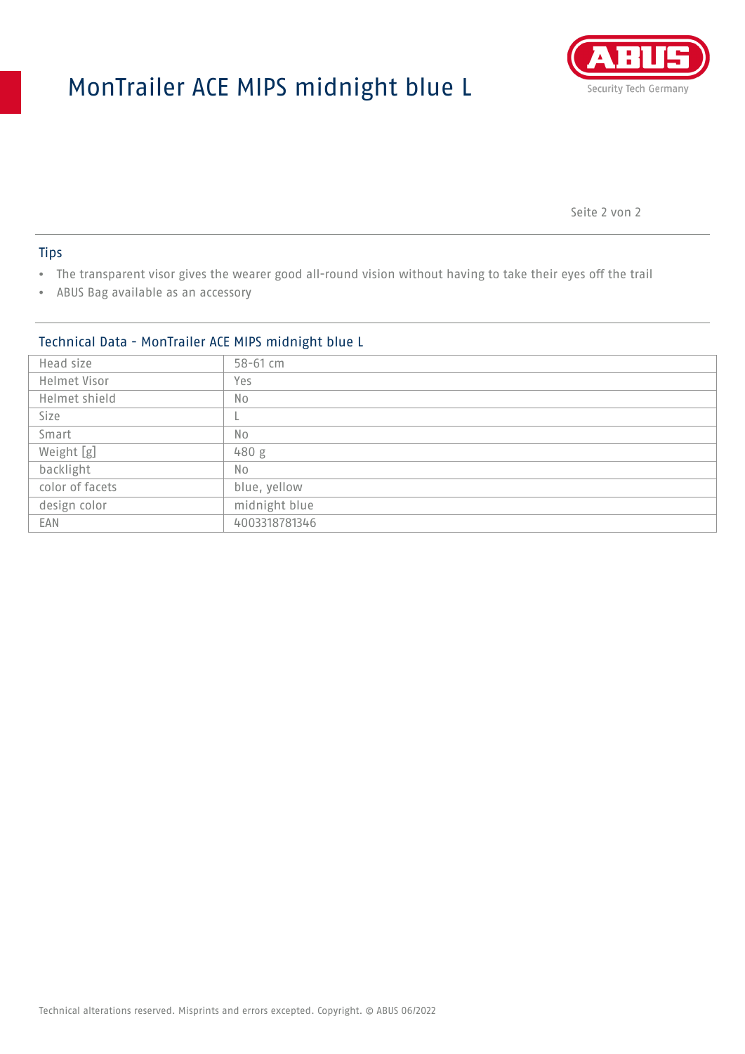# MonTrailer ACE MIPS midnight blue L

## Tips

- The transparent visor gives the wearer good all-round vision without having to take their eyes off the trail
- ABUS Bag available as an accessory

## Technical Data - MonTrailer ACE MIPS midnight blue L

| | |
|---|---|
| Head size | 58-61 cm |
| Helmet Visor | Yes |
| Helmet shield | No |
| Size | L |
| Smart | No |
| Weight [g] | 480 g |
| backlight | No |
| color of facets | blue, yellow |
| design color | midnight blue |
| EAN | 4003318781346 |

Technical alterations reserved. Misprints and errors excepted. Copyright. © ABUS 06/2022